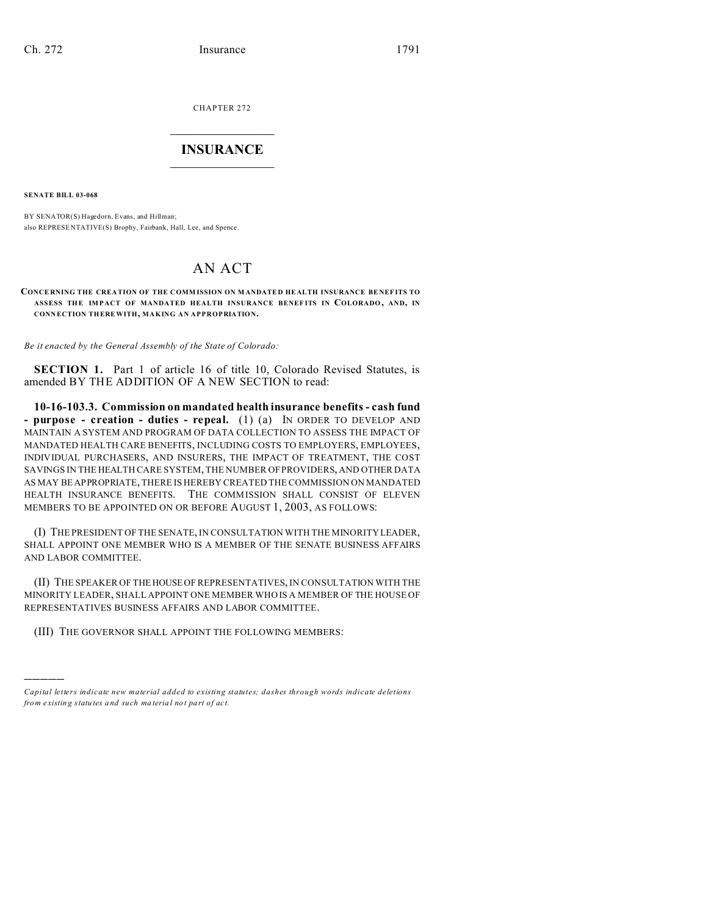CHAPTER 272

# INSURANCE

**SENATE BILL 03-068**

BY SENATOR(S) Hagedorn, Evans, and Hillman;
also REPRESENTATIVE(S) Brophy, Fairbank, Hall, Lee, and Spence.

# AN ACT

**CONCERNING THE CREATION OF THE COMMISSION ON MANDATED HEALTH INSURANCE BENEFITS TO ASSESS THE IMPACT OF MANDATED HEALTH INSURANCE BENEFITS IN COLORADO, AND, IN CONNECTION THEREWITH, MAKING AN APPROPRIATION.**

*Be it enacted by the General Assembly of the State of Colorado:*

**SECTION 1.** Part 1 of article 16 of title 10, Colorado Revised Statutes, is amended BY THE ADDITION OF A NEW SECTION to read:

**10-16-103.3. Commission on mandated health insurance benefits - cash fund - purpose - creation - duties - repeal.** (1) (a) IN ORDER TO DEVELOP AND MAINTAIN A SYSTEM AND PROGRAM OF DATA COLLECTION TO ASSESS THE IMPACT OF MANDATED HEALTH CARE BENEFITS, INCLUDING COSTS TO EMPLOYERS, EMPLOYEES, INDIVIDUAL PURCHASERS, AND INSURERS, THE IMPACT OF TREATMENT, THE COST SAVINGS IN THE HEALTH CARE SYSTEM, THE NUMBER OF PROVIDERS, AND OTHER DATA AS MAY BE APPROPRIATE, THERE IS HEREBY CREATED THE COMMISSION ON MANDATED HEALTH INSURANCE BENEFITS. THE COMMISSION SHALL CONSIST OF ELEVEN MEMBERS TO BE APPOINTED ON OR BEFORE AUGUST 1, 2003, AS FOLLOWS:

(I) THE PRESIDENT OF THE SENATE, IN CONSULTATION WITH THE MINORITY LEADER, SHALL APPOINT ONE MEMBER WHO IS A MEMBER OF THE SENATE BUSINESS AFFAIRS AND LABOR COMMITTEE.

(II) THE SPEAKER OF THE HOUSE OF REPRESENTATIVES, IN CONSULTATION WITH THE MINORITY LEADER, SHALL APPOINT ONE MEMBER WHO IS A MEMBER OF THE HOUSE OF REPRESENTATIVES BUSINESS AFFAIRS AND LABOR COMMITTEE.

(III) THE GOVERNOR SHALL APPOINT THE FOLLOWING MEMBERS:

---

*Capital letters indicate new material added to existing statutes; dashes through words indicate deletions from existing statutes and such material not part of act.*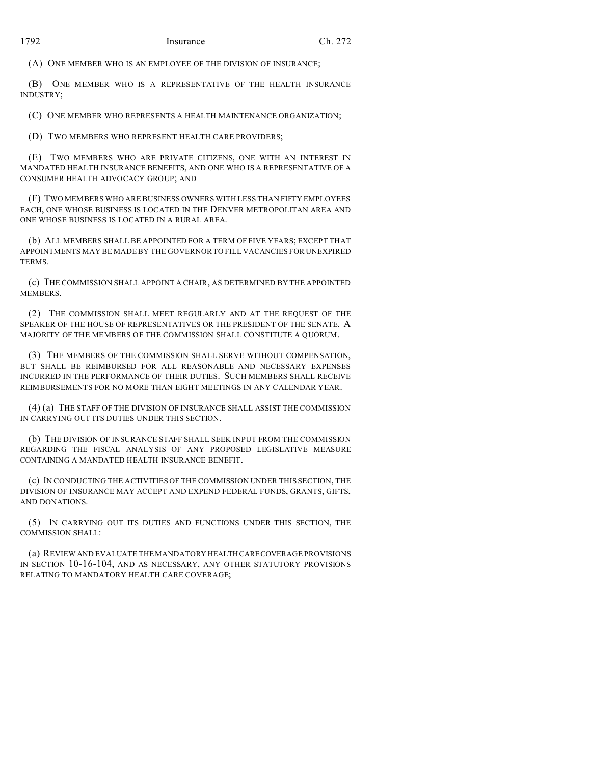(A) ONE MEMBER WHO IS AN EMPLOYEE OF THE DIVISION OF INSURANCE;

(B) ONE MEMBER WHO IS A REPRESENTATIVE OF THE HEALTH INSURANCE INDUSTRY;

(C) ONE MEMBER WHO REPRESENTS A HEALTH MAINTENANCE ORGANIZATION;

(D) TWO MEMBERS WHO REPRESENT HEALTH CARE PROVIDERS;

(E) TWO MEMBERS WHO ARE PRIVATE CITIZENS, ONE WITH AN INTEREST IN MANDATED HEALTH INSURANCE BENEFITS, AND ONE WHO IS A REPRESENTATIVE OF A CONSUMER HEALTH ADVOCACY GROUP; AND

(F) TWO MEMBERS WHO ARE BUSINESS OWNERS WITH LESS THAN FIFTY EMPLOYEES EACH, ONE WHOSE BUSINESS IS LOCATED IN THE DENVER METROPOLITAN AREA AND ONE WHOSE BUSINESS IS LOCATED IN A RURAL AREA.

(b) ALL MEMBERS SHALL BE APPOINTED FOR A TERM OF FIVE YEARS; EXCEPT THAT APPOINTMENTS MAY BE MADE BY THE GOVERNOR TO FILL VACANCIES FOR UNEXPIRED TERMS.

(c) THE COMMISSION SHALL APPOINT A CHAIR, AS DETERMINED BY THE APPOINTED MEMBERS.

(2) THE COMMISSION SHALL MEET REGULARLY AND AT THE REQUEST OF THE SPEAKER OF THE HOUSE OF REPRESENTATIVES OR THE PRESIDENT OF THE SENATE. A MAJORITY OF THE MEMBERS OF THE COMMISSION SHALL CONSTITUTE A QUORUM.

(3) THE MEMBERS OF THE COMMISSION SHALL SERVE WITHOUT COMPENSATION, BUT SHALL BE REIMBURSED FOR ALL REASONABLE AND NECESSARY EXPENSES INCURRED IN THE PERFORMANCE OF THEIR DUTIES. SUCH MEMBERS SHALL RECEIVE REIMBURSEMENTS FOR NO MORE THAN EIGHT MEETINGS IN ANY CALENDAR YEAR.

(4) (a) THE STAFF OF THE DIVISION OF INSURANCE SHALL ASSIST THE COMMISSION IN CARRYING OUT ITS DUTIES UNDER THIS SECTION.

(b) THE DIVISION OF INSURANCE STAFF SHALL SEEK INPUT FROM THE COMMISSION REGARDING THE FISCAL ANALYSIS OF ANY PROPOSED LEGISLATIVE MEASURE CONTAINING A MANDATED HEALTH INSURANCE BENEFIT.

(c) IN CONDUCTING THE ACTIVITIES OF THE COMMISSION UNDER THIS SECTION, THE DIVISION OF INSURANCE MAY ACCEPT AND EXPEND FEDERAL FUNDS, GRANTS, GIFTS, AND DONATIONS.

(5) IN CARRYING OUT ITS DUTIES AND FUNCTIONS UNDER THIS SECTION, THE COMMISSION SHALL:

(a) REVIEW AND EVALUATE THE MANDATORY HEALTH CARE COVERAGE PROVISIONS IN SECTION 10-16-104, AND AS NECESSARY, ANY OTHER STATUTORY PROVISIONS RELATING TO MANDATORY HEALTH CARE COVERAGE;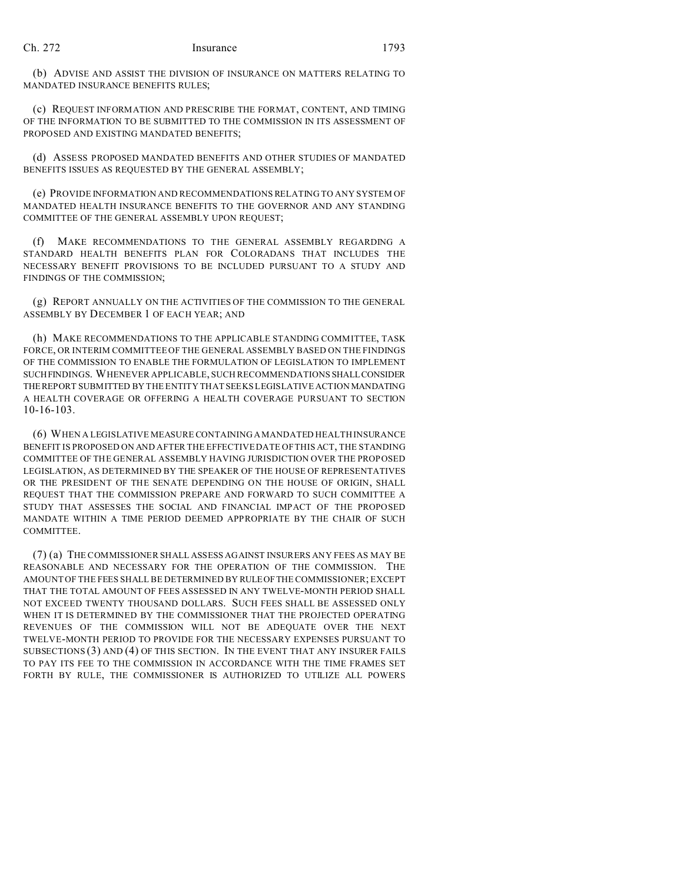(b) ADVISE AND ASSIST THE DIVISION OF INSURANCE ON MATTERS RELATING TO MANDATED INSURANCE BENEFITS RULES;

(c) REQUEST INFORMATION AND PRESCRIBE THE FORMAT, CONTENT, AND TIMING OF THE INFORMATION TO BE SUBMITTED TO THE COMMISSION IN ITS ASSESSMENT OF PROPOSED AND EXISTING MANDATED BENEFITS;

(d) ASSESS PROPOSED MANDATED BENEFITS AND OTHER STUDIES OF MANDATED BENEFITS ISSUES AS REQUESTED BY THE GENERAL ASSEMBLY;

(e) PROVIDE INFORMATION AND RECOMMENDATIONS RELATING TO ANY SYSTEM OF MANDATED HEALTH INSURANCE BENEFITS TO THE GOVERNOR AND ANY STANDING COMMITTEE OF THE GENERAL ASSEMBLY UPON REQUEST;

(f) MAKE RECOMMENDATIONS TO THE GENERAL ASSEMBLY REGARDING A STANDARD HEALTH BENEFITS PLAN FOR COLORADANS THAT INCLUDES THE NECESSARY BENEFIT PROVISIONS TO BE INCLUDED PURSUANT TO A STUDY AND FINDINGS OF THE COMMISSION;

(g) REPORT ANNUALLY ON THE ACTIVITIES OF THE COMMISSION TO THE GENERAL ASSEMBLY BY DECEMBER 1 OF EACH YEAR; AND

(h) MAKE RECOMMENDATIONS TO THE APPLICABLE STANDING COMMITTEE, TASK FORCE, OR INTERIM COMMITTEE OF THE GENERAL ASSEMBLY BASED ON THE FINDINGS OF THE COMMISSION TO ENABLE THE FORMULATION OF LEGISLATION TO IMPLEMENT SUCH FINDINGS. WHENEVER APPLICABLE, SUCH RECOMMENDATIONS SHALL CONSIDER THE REPORT SUBMITTED BY THE ENTITY THAT SEEKS LEGISLATIVE ACTION MANDATING A HEALTH COVERAGE OR OFFERING A HEALTH COVERAGE PURSUANT TO SECTION 10-16-103.

(6) WHEN A LEGISLATIVE MEASURE CONTAINING A MANDATED HEALTH INSURANCE BENEFIT IS PROPOSED ON AND AFTER THE EFFECTIVE DATE OF THIS ACT, THE STANDING COMMITTEE OF THE GENERAL ASSEMBLY HAVING JURISDICTION OVER THE PROPOSED LEGISLATION, AS DETERMINED BY THE SPEAKER OF THE HOUSE OF REPRESENTATIVES OR THE PRESIDENT OF THE SENATE DEPENDING ON THE HOUSE OF ORIGIN, SHALL REQUEST THAT THE COMMISSION PREPARE AND FORWARD TO SUCH COMMITTEE A STUDY THAT ASSESSES THE SOCIAL AND FINANCIAL IMPACT OF THE PROPOSED MANDATE WITHIN A TIME PERIOD DEEMED APPROPRIATE BY THE CHAIR OF SUCH COMMITTEE.

(7) (a) THE COMMISSIONER SHALL ASSESS AGAINST INSURERS ANY FEES AS MAY BE REASONABLE AND NECESSARY FOR THE OPERATION OF THE COMMISSION. THE AMOUNT OF THE FEES SHALL BE DETERMINED BY RULE OF THE COMMISSIONER; EXCEPT THAT THE TOTAL AMOUNT OF FEES ASSESSED IN ANY TWELVE-MONTH PERIOD SHALL NOT EXCEED TWENTY THOUSAND DOLLARS. SUCH FEES SHALL BE ASSESSED ONLY WHEN IT IS DETERMINED BY THE COMMISSIONER THAT THE PROJECTED OPERATING REVENUES OF THE COMMISSION WILL NOT BE ADEQUATE OVER THE NEXT TWELVE-MONTH PERIOD TO PROVIDE FOR THE NECESSARY EXPENSES PURSUANT TO SUBSECTIONS (3) AND (4) OF THIS SECTION. IN THE EVENT THAT ANY INSURER FAILS TO PAY ITS FEE TO THE COMMISSION IN ACCORDANCE WITH THE TIME FRAMES SET FORTH BY RULE, THE COMMISSIONER IS AUTHORIZED TO UTILIZE ALL POWERS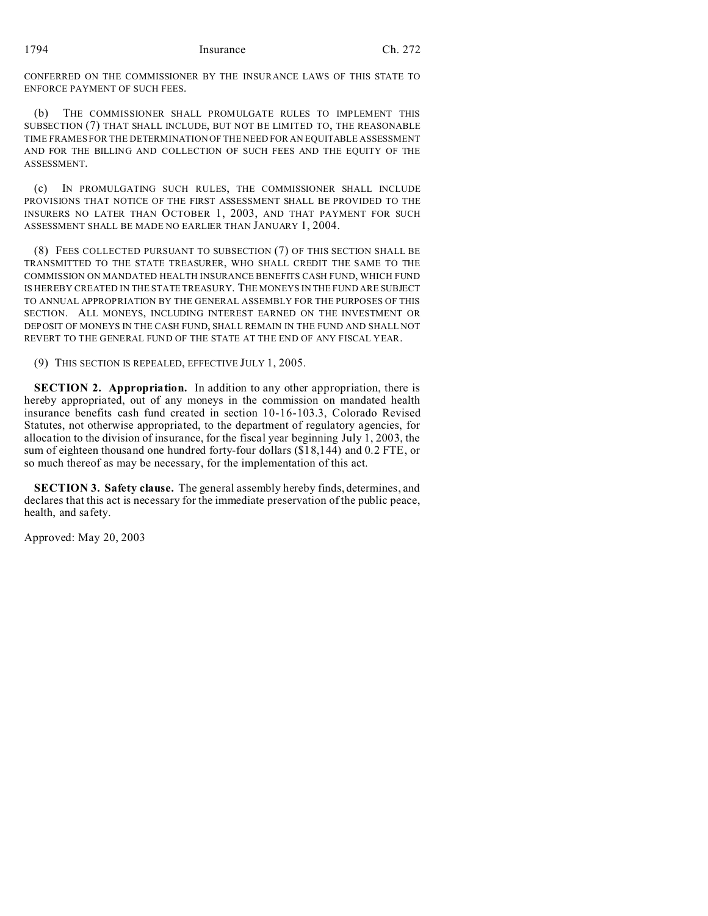CONFERRED ON THE COMMISSIONER BY THE INSURANCE LAWS OF THIS STATE TO ENFORCE PAYMENT OF SUCH FEES.

(b) THE COMMISSIONER SHALL PROMULGATE RULES TO IMPLEMENT THIS SUBSECTION (7) THAT SHALL INCLUDE, BUT NOT BE LIMITED TO, THE REASONABLE TIME FRAMES FOR THE DETERMINATION OF THE NEED FOR AN EQUITABLE ASSESSMENT AND FOR THE BILLING AND COLLECTION OF SUCH FEES AND THE EQUITY OF THE ASSESSMENT.

(c) IN PROMULGATING SUCH RULES, THE COMMISSIONER SHALL INCLUDE PROVISIONS THAT NOTICE OF THE FIRST ASSESSMENT SHALL BE PROVIDED TO THE INSURERS NO LATER THAN OCTOBER 1, 2003, AND THAT PAYMENT FOR SUCH ASSESSMENT SHALL BE MADE NO EARLIER THAN JANUARY 1, 2004.

(8) FEES COLLECTED PURSUANT TO SUBSECTION (7) OF THIS SECTION SHALL BE TRANSMITTED TO THE STATE TREASURER, WHO SHALL CREDIT THE SAME TO THE COMMISSION ON MANDATED HEALTH INSURANCE BENEFITS CASH FUND, WHICH FUND IS HEREBY CREATED IN THE STATE TREASURY. THE MONEYS IN THE FUND ARE SUBJECT TO ANNUAL APPROPRIATION BY THE GENERAL ASSEMBLY FOR THE PURPOSES OF THIS SECTION. ALL MONEYS, INCLUDING INTEREST EARNED ON THE INVESTMENT OR DEPOSIT OF MONEYS IN THE CASH FUND, SHALL REMAIN IN THE FUND AND SHALL NOT REVERT TO THE GENERAL FUND OF THE STATE AT THE END OF ANY FISCAL YEAR.

(9) THIS SECTION IS REPEALED, EFFECTIVE JULY 1, 2005.

**SECTION 2. Appropriation.** In addition to any other appropriation, there is hereby appropriated, out of any moneys in the commission on mandated health insurance benefits cash fund created in section 10-16-103.3, Colorado Revised Statutes, not otherwise appropriated, to the department of regulatory agencies, for allocation to the division of insurance, for the fiscal year beginning July 1, 2003, the sum of eighteen thousand one hundred forty-four dollars ($18,144) and 0.2 FTE, or so much thereof as may be necessary, for the implementation of this act.

**SECTION 3. Safety clause.** The general assembly hereby finds, determines, and declares that this act is necessary for the immediate preservation of the public peace, health, and safety.

Approved: May 20, 2003